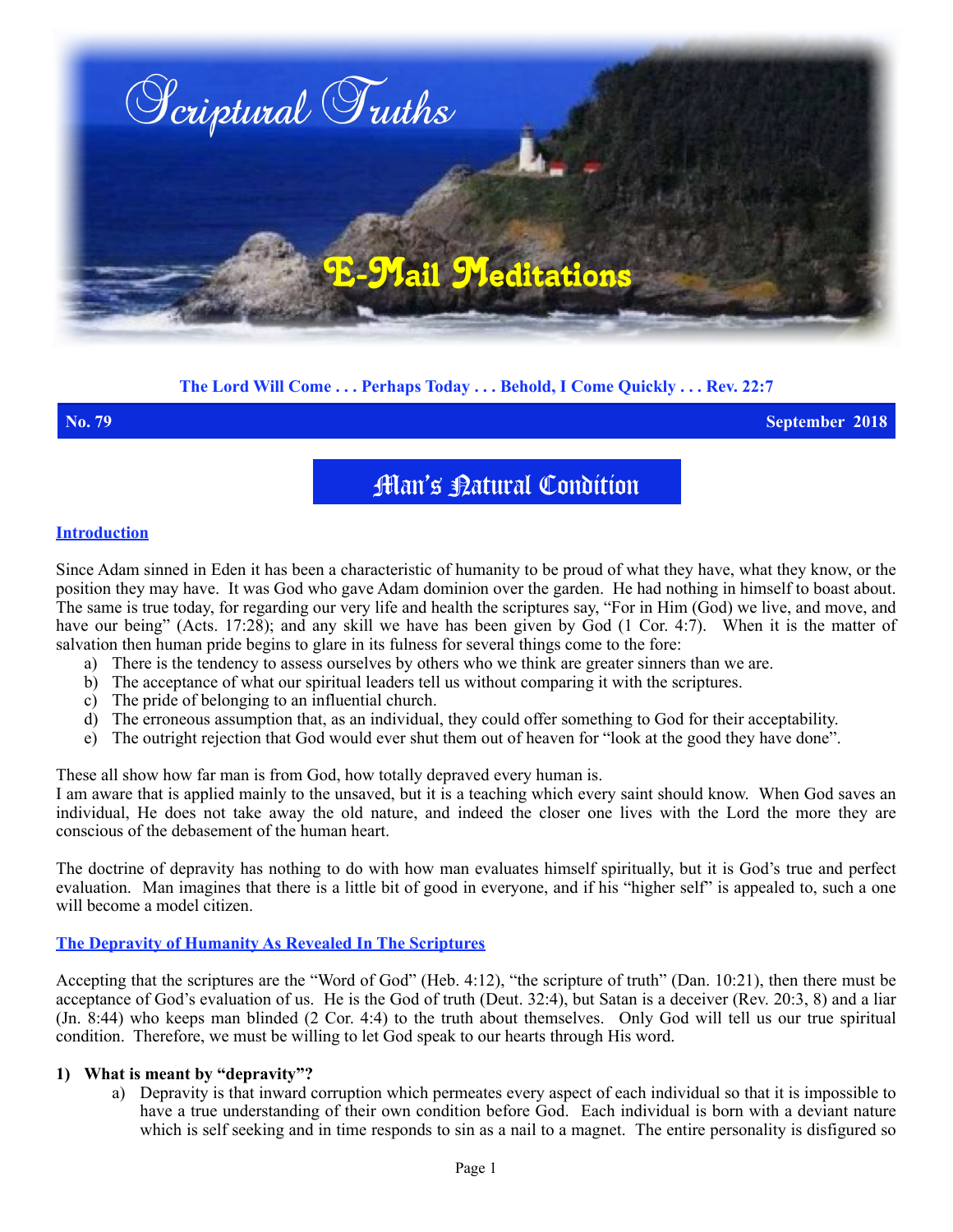# Scriptural Truths

## E-Mail Meditations

**The Lord Will Come . . . Perhaps Today . . . Behold, I Come Quickly . . . Rev. 22:7**

**No. 79** **September 2018**

# Man's Natural Condition

## Introduction

Since Adam sinned in Eden it has been a characteristic of humanity to be proud of what they have, what they know, or the position they may have. It was God who gave Adam dominion over the garden. He had nothing in himself to boast about. The same is true today, for regarding our very life and health the scriptures say, "For in Him (God) we live, and move, and have our being" (Acts. 17:28); and any skill we have has been given by God (1 Cor. 4:7). When it is the matter of salvation then human pride begins to glare in its fulness for several things come to the fore:

a) There is the tendency to assess ourselves by others who we think are greater sinners than we are.
b) The acceptance of what our spiritual leaders tell us without comparing it with the scriptures.
c) The pride of belonging to an influential church.
d) The erroneous assumption that, as an individual, they could offer something to God for their acceptability.
e) The outright rejection that God would ever shut them out of heaven for "look at the good they have done".

These all show how far man is from God, how totally depraved every human is.
I am aware that is applied mainly to the unsaved, but it is a teaching which every saint should know. When God saves an individual, He does not take away the old nature, and indeed the closer one lives with the Lord the more they are conscious of the debasement of the human heart.

The doctrine of depravity has nothing to do with how man evaluates himself spiritually, but it is God's true and perfect evaluation. Man imagines that there is a little bit of good in everyone, and if his "higher self" is appealed to, such a one will become a model citizen.

## The Depravity of Humanity As Revealed In The Scriptures

Accepting that the scriptures are the "Word of God" (Heb. 4:12), "the scripture of truth" (Dan. 10:21), then there must be acceptance of God's evaluation of us. He is the God of truth (Deut. 32:4), but Satan is a deceiver (Rev. 20:3, 8) and a liar (Jn. 8:44) who keeps man blinded (2 Cor. 4:4) to the truth about themselves. Only God will tell us our true spiritual condition. Therefore, we must be willing to let God speak to our hearts through His word.

**1) What is meant by "depravity"?**

a) Depravity is that inward corruption which permeates every aspect of each individual so that it is impossible to have a true understanding of their own condition before God. Each individual is born with a deviant nature which is self seeking and in time responds to sin as a nail to a magnet. The entire personality is disfigured so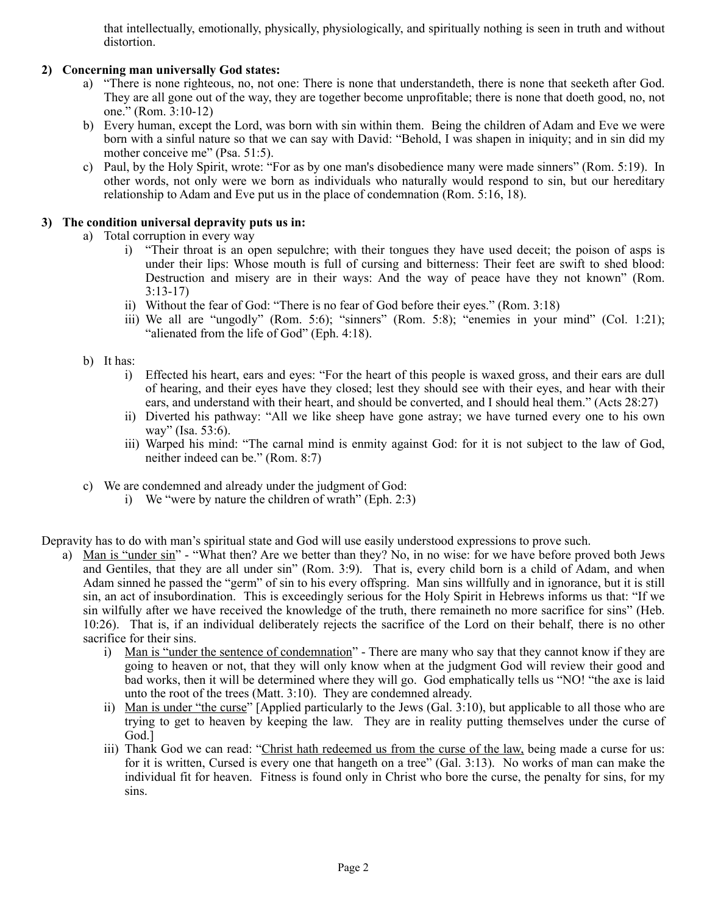that intellectually, emotionally, physically, physiologically, and spiritually nothing is seen in truth and without distortion.

2) **Concerning man universally God states:**
   a) "There is none righteous, no, not one: There is none that understandeth, there is none that seeketh after God. They are all gone out of the way, they are together become unprofitable; there is none that doeth good, no, not one." (Rom. 3:10-12)
   b) Every human, except the Lord, was born with sin within them. Being the children of Adam and Eve we were born with a sinful nature so that we can say with David: "Behold, I was shapen in iniquity; and in sin did my mother conceive me" (Psa. 51:5).
   c) Paul, by the Holy Spirit, wrote: "For as by one man's disobedience many were made sinners" (Rom. 5:19). In other words, not only were we born as individuals who naturally would respond to sin, but our hereditary relationship to Adam and Eve put us in the place of condemnation (Rom. 5:16, 18).

3) **The condition universal depravity puts us in:**
   a) Total corruption in every way
      i) "Their throat is an open sepulchre; with their tongues they have used deceit; the poison of asps is under their lips: Whose mouth is full of cursing and bitterness: Their feet are swift to shed blood: Destruction and misery are in their ways: And the way of peace have they not known" (Rom. 3:13-17)
      ii) Without the fear of God: "There is no fear of God before their eyes." (Rom. 3:18)
      iii) We all are "ungodly" (Rom. 5:6); "sinners" (Rom. 5:8); "enemies in your mind" (Col. 1:21); "alienated from the life of God" (Eph. 4:18).

   b) It has:
      i) Effected his heart, ears and eyes: "For the heart of this people is waxed gross, and their ears are dull of hearing, and their eyes have they closed; lest they should see with their eyes, and hear with their ears, and understand with their heart, and should be converted, and I should heal them." (Acts 28:27)
      ii) Diverted his pathway: "All we like sheep have gone astray; we have turned every one to his own way" (Isa. 53:6).
      iii) Warped his mind: "The carnal mind is enmity against God: for it is not subject to the law of God, neither indeed can be." (Rom. 8:7)

   c) We are condemned and already under the judgment of God:
      i) We "were by nature the children of wrath" (Eph. 2:3)

Depravity has to do with man's spiritual state and God will use easily understood expressions to prove such.

a) <u>Man is "under sin</u>" - "What then? Are we better than they? No, in no wise: for we have before proved both Jews and Gentiles, that they are all under sin" (Rom. 3:9). That is, every child born is a child of Adam, and when Adam sinned he passed the "germ" of sin to his every offspring. Man sins willfully and in ignorance, but it is still sin, an act of insubordination. This is exceedingly serious for the Holy Spirit in Hebrews informs us that: "If we sin wilfully after we have received the knowledge of the truth, there remaineth no more sacrifice for sins" (Heb. 10:26). That is, if an individual deliberately rejects the sacrifice of the Lord on their behalf, there is no other sacrifice for their sins.
   i) <u>Man is "under the sentence of condemnation</u>" - There are many who say that they cannot know if they are going to heaven or not, that they will only know when at the judgment God will review their good and bad works, then it will be determined where they will go. God emphatically tells us "NO! "the axe is laid unto the root of the trees (Matt. 3:10). They are condemned already.
   ii) <u>Man is under "the curse</u>" [Applied particularly to the Jews (Gal. 3:10), but applicable to all those who are trying to get to heaven by keeping the law. They are in reality putting themselves under the curse of God.]
   iii) Thank God we can read: "<u>Christ hath redeemed us from the curse of the law,</u> being made a curse for us: for it is written, Cursed is every one that hangeth on a tree" (Gal. 3:13). No works of man can make the individual fit for heaven. Fitness is found only in Christ who bore the curse, the penalty for sins, for my sins.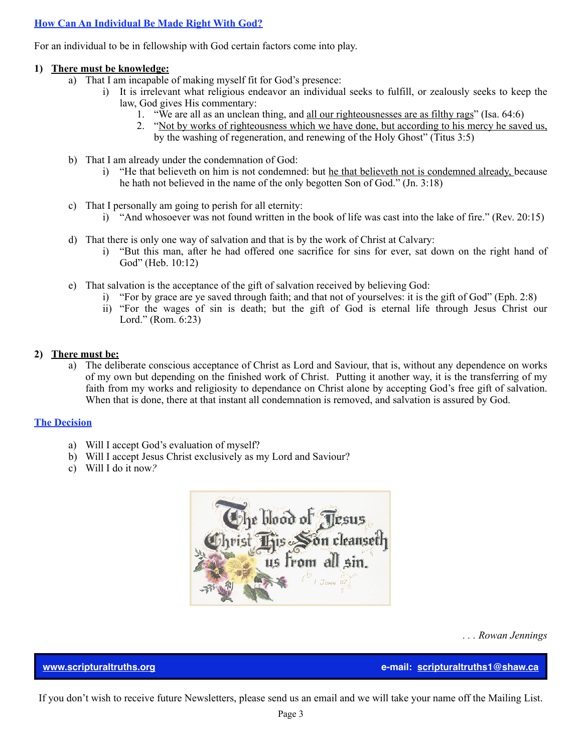## How Can An Individual Be Made Right With God?

For an individual to be in fellowship with God certain factors come into play.

**1) There must be knowledge:**

a) That I am incapable of making myself fit for God's presence:

   i) It is irrelevant what religious endeavor an individual seeks to fulfill, or zealously seeks to keep the law, God gives His commentary:

      1. "We are all as an unclean thing, and all our righteousnesses are as filthy rags" (Isa. 64:6)
      2. "Not by works of righteousness which we have done, but according to his mercy he saved us, by the washing of regeneration, and renewing of the Holy Ghost" (Titus 3:5)

b) That I am already under the condemnation of God:

   i) "He that believeth on him is not condemned: but he that believeth not is condemned already, because he hath not believed in the name of the only begotten Son of God." (Jn. 3:18)

c) That I personally am going to perish for all eternity:

   i) "And whosoever was not found written in the book of life was cast into the lake of fire." (Rev. 20:15)

d) That there is only one way of salvation and that is by the work of Christ at Calvary:

   i) "But this man, after he had offered one sacrifice for sins for ever, sat down on the right hand of God" (Heb. 10:12)

e) That salvation is the acceptance of the gift of salvation received by believing God:

   i) "For by grace are ye saved through faith; and that not of yourselves: it is the gift of God" (Eph. 2:8)
   ii) "For the wages of sin is death; but the gift of God is eternal life through Jesus Christ our Lord." (Rom. 6:23)

**2) There must be:**

a) The deliberate conscious acceptance of Christ as Lord and Saviour, that is, without any dependence on works of my own but depending on the finished work of Christ. Putting it another way, it is the transferring of my faith from my works and religiosity to dependance on Christ alone by accepting God's free gift of salvation. When that is done, there at that instant all condemnation is removed, and salvation is assured by God.

## The Decision

a) Will I accept God's evaluation of myself?
b) Will I accept Jesus Christ exclusively as my Lord and Saviour?
c) Will I do it now?

The blood of Jesus Christ His Son cleanseth us from all sin.
1 John 1:7

*. . . Rowan Jennings*

www.scripturaltruths.org e-mail: scripturaltruths1@shaw.ca

If you don't wish to receive future Newsletters, please send us an email and we will take your name off the Mailing List.